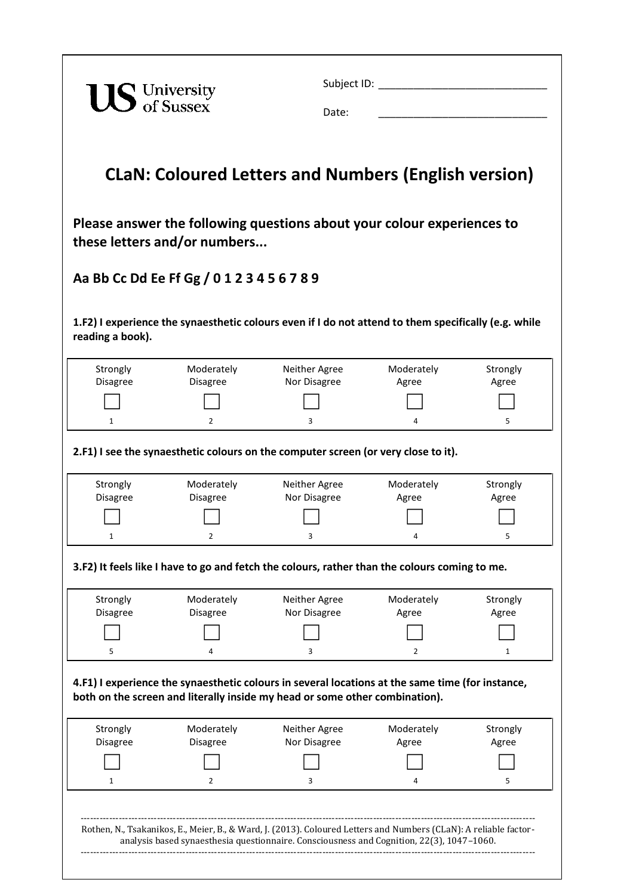University of Sussex

Subject ID: ____________________________

Date: ____________________________

# CLaN: Coloured Letters and Numbers (English version)

**Please answer the following questions about your colour experiences to these letters and/or numbers...**

**Aa Bb Cc Dd Ee Ff Gg / 0 1 2 3 4 5 6 7 8 9**

**1.F2) I experience the synaesthetic colours even if I do not attend to them specifically (e.g. while reading a book).**

| Strongly Disagree | Moderately Disagree | Neither Agree Nor Disagree | Moderately Agree | Strongly Agree |
|---|---|---|---|---|
| ☐ | ☐ | ☐ | ☐ | ☐ |
| 1 | 2 | 3 | 4 | 5 |

**2.F1) I see the synaesthetic colours on the computer screen (or very close to it).**

| Strongly Disagree | Moderately Disagree | Neither Agree Nor Disagree | Moderately Agree | Strongly Agree |
|---|---|---|---|---|
| ☐ | ☐ | ☐ | ☐ | ☐ |
| 1 | 2 | 3 | 4 | 5 |

**3.F2) It feels like I have to go and fetch the colours, rather than the colours coming to me.**

| Strongly Disagree | Moderately Disagree | Neither Agree Nor Disagree | Moderately Agree | Strongly Agree |
|---|---|---|---|---|
| ☐ | ☐ | ☐ | ☐ | ☐ |
| 5 | 4 | 3 | 2 | 1 |

**4.F1) I experience the synaesthetic colours in several locations at the same time (for instance, both on the screen and literally inside my head or some other combination).**

| Strongly Disagree | Moderately Disagree | Neither Agree Nor Disagree | Moderately Agree | Strongly Agree |
|---|---|---|---|---|
| ☐ | ☐ | ☐ | ☐ | ☐ |
| 1 | 2 | 3 | 4 | 5 |

---

Rothen, N., Tsakanikos, E., Meier, B., & Ward, J. (2013). Coloured Letters and Numbers (CLaN): A reliable factor-analysis based synaesthesia questionnaire. Consciousness and Cognition, 22(3), 1047–1060.

---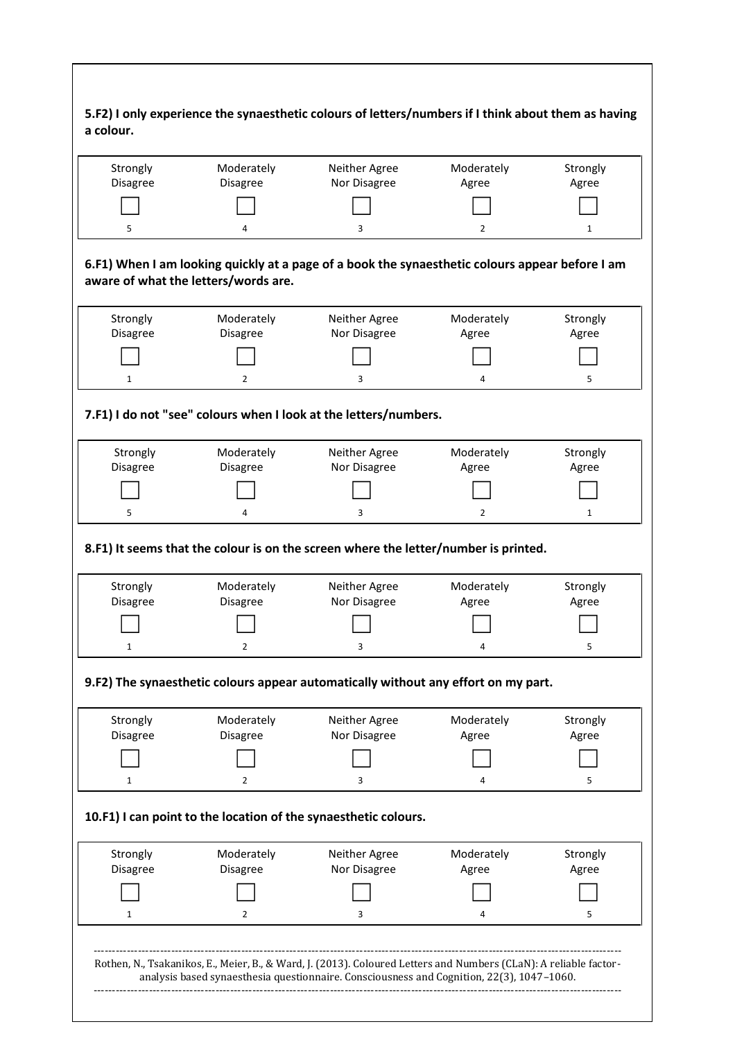**5.F2) I only experience the synaesthetic colours of letters/numbers if I think about them as having a colour.**

| Strongly Disagree | Moderately Disagree | Neither Agree Nor Disagree | Moderately Agree | Strongly Agree |
|---|---|---|---|---|
| ☐ | ☐ | ☐ | ☐ | ☐ |
| 5 | 4 | 3 | 2 | 1 |

**6.F1) When I am looking quickly at a page of a book the synaesthetic colours appear before I am aware of what the letters/words are.**

| Strongly Disagree | Moderately Disagree | Neither Agree Nor Disagree | Moderately Agree | Strongly Agree |
|---|---|---|---|---|
| ☐ | ☐ | ☐ | ☐ | ☐ |
| 1 | 2 | 3 | 4 | 5 |

**7.F1) I do not "see" colours when I look at the letters/numbers.**

| Strongly Disagree | Moderately Disagree | Neither Agree Nor Disagree | Moderately Agree | Strongly Agree |
|---|---|---|---|---|
| ☐ | ☐ | ☐ | ☐ | ☐ |
| 5 | 4 | 3 | 2 | 1 |

**8.F1) It seems that the colour is on the screen where the letter/number is printed.**

| Strongly Disagree | Moderately Disagree | Neither Agree Nor Disagree | Moderately Agree | Strongly Agree |
|---|---|---|---|---|
| ☐ | ☐ | ☐ | ☐ | ☐ |
| 1 | 2 | 3 | 4 | 5 |

**9.F2) The synaesthetic colours appear automatically without any effort on my part.**

| Strongly Disagree | Moderately Disagree | Neither Agree Nor Disagree | Moderately Agree | Strongly Agree |
|---|---|---|---|---|
| ☐ | ☐ | ☐ | ☐ | ☐ |
| 1 | 2 | 3 | 4 | 5 |

**10.F1) I can point to the location of the synaesthetic colours.**

| Strongly Disagree | Moderately Disagree | Neither Agree Nor Disagree | Moderately Agree | Strongly Agree |
|---|---|---|---|---|
| ☐ | ☐ | ☐ | ☐ | ☐ |
| 1 | 2 | 3 | 4 | 5 |

---

Rothen, N., Tsakanikos, E., Meier, B., & Ward, J. (2013). Coloured Letters and Numbers (CLaN): A reliable factor-analysis based synaesthesia questionnaire. Consciousness and Cognition, 22(3), 1047–1060.

---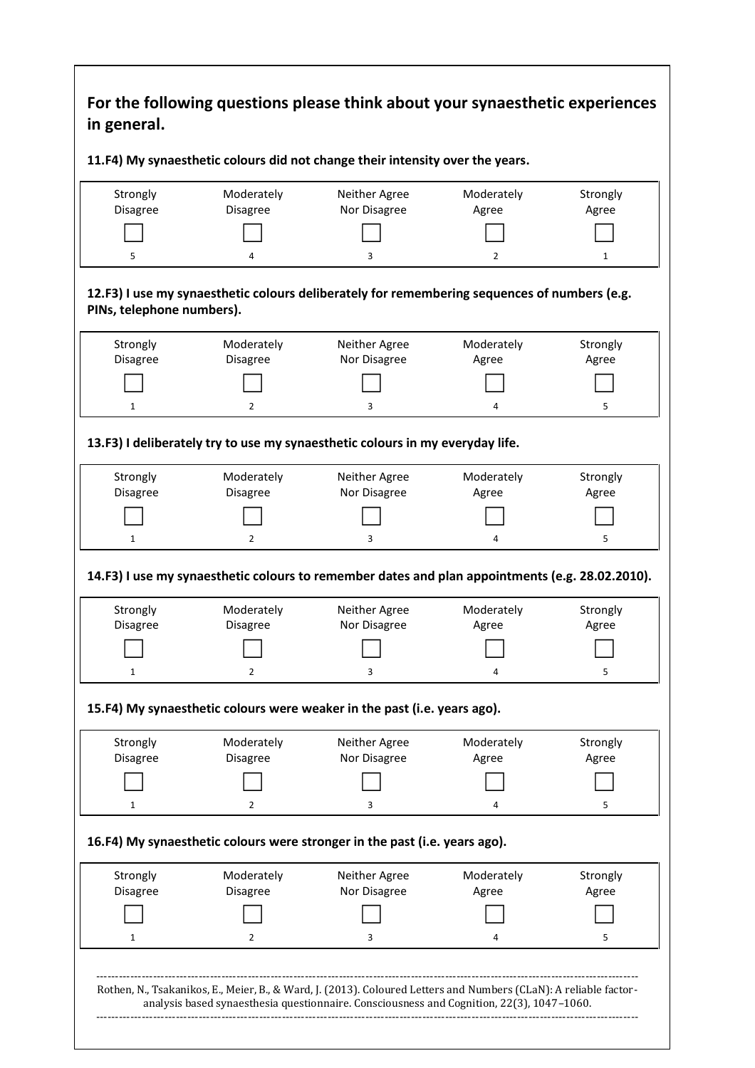**For the following questions please think about your synaesthetic experiences in general.**

**11.F4) My synaesthetic colours did not change their intensity over the years.**

| Strongly Disagree | Moderately Disagree | Neither Agree Nor Disagree | Moderately Agree | Strongly Agree |
|---|---|---|---|---|
| ☐ | ☐ | ☐ | ☐ | ☐ |
| 5 | 4 | 3 | 2 | 1 |

**12.F3) I use my synaesthetic colours deliberately for remembering sequences of numbers (e.g. PINs, telephone numbers).**

| Strongly Disagree | Moderately Disagree | Neither Agree Nor Disagree | Moderately Agree | Strongly Agree |
|---|---|---|---|---|
| ☐ | ☐ | ☐ | ☐ | ☐ |
| 1 | 2 | 3 | 4 | 5 |

**13.F3) I deliberately try to use my synaesthetic colours in my everyday life.**

| Strongly Disagree | Moderately Disagree | Neither Agree Nor Disagree | Moderately Agree | Strongly Agree |
|---|---|---|---|---|
| ☐ | ☐ | ☐ | ☐ | ☐ |
| 1 | 2 | 3 | 4 | 5 |

**14.F3) I use my synaesthetic colours to remember dates and plan appointments (e.g. 28.02.2010).**

| Strongly Disagree | Moderately Disagree | Neither Agree Nor Disagree | Moderately Agree | Strongly Agree |
|---|---|---|---|---|
| ☐ | ☐ | ☐ | ☐ | ☐ |
| 1 | 2 | 3 | 4 | 5 |

**15.F4) My synaesthetic colours were weaker in the past (i.e. years ago).**

| Strongly Disagree | Moderately Disagree | Neither Agree Nor Disagree | Moderately Agree | Strongly Agree |
|---|---|---|---|---|
| ☐ | ☐ | ☐ | ☐ | ☐ |
| 1 | 2 | 3 | 4 | 5 |

**16.F4) My synaesthetic colours were stronger in the past (i.e. years ago).**

| Strongly Disagree | Moderately Disagree | Neither Agree Nor Disagree | Moderately Agree | Strongly Agree |
|---|---|---|---|---|
| ☐ | ☐ | ☐ | ☐ | ☐ |
| 1 | 2 | 3 | 4 | 5 |

---

Rothen, N., Tsakanikos, E., Meier, B., & Ward, J. (2013). Coloured Letters and Numbers (CLaN): A reliable factor-analysis based synaesthesia questionnaire. Consciousness and Cognition, 22(3), 1047–1060.

---